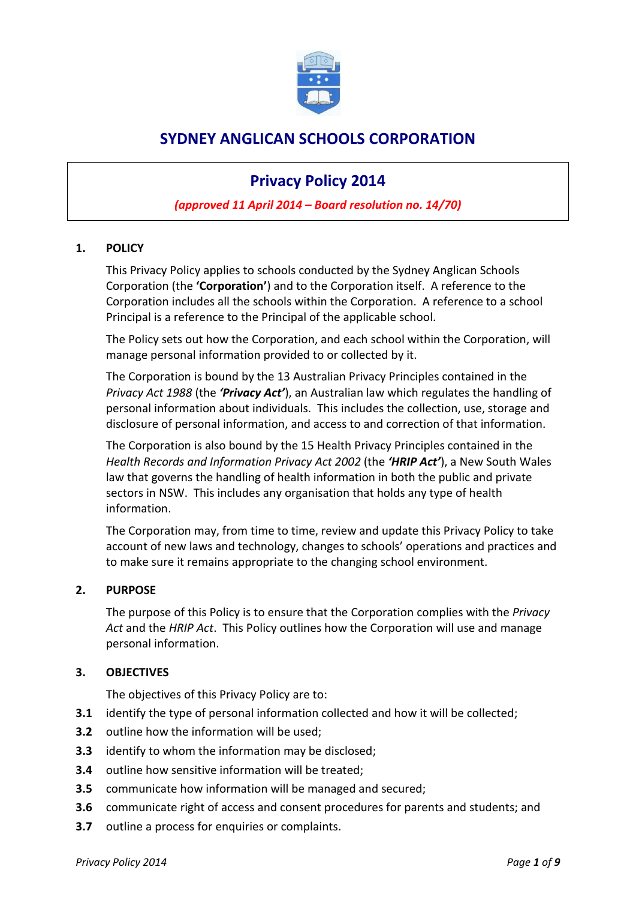# SYDNEY ANGLICAN SCHOOLS CORPORATION

## Privacy Policy 2014

*(approved 11 April 2014 – Board resolution no. 14/70)*

### 1. POLICY

This Privacy Policy applies to schools conducted by the Sydney Anglican Schools Corporation (the **'Corporation'**) and to the Corporation itself. A reference to the Corporation includes all the schools within the Corporation. A reference to a school Principal is a reference to the Principal of the applicable school.

The Policy sets out how the Corporation, and each school within the Corporation, will manage personal information provided to or collected by it.

The Corporation is bound by the 13 Australian Privacy Principles contained in the *Privacy Act 1988* (the ***'Privacy Act'***), an Australian law which regulates the handling of personal information about individuals. This includes the collection, use, storage and disclosure of personal information, and access to and correction of that information.

The Corporation is also bound by the 15 Health Privacy Principles contained in the *Health Records and Information Privacy Act 2002* (the ***'HRIP Act'***), a New South Wales law that governs the handling of health information in both the public and private sectors in NSW. This includes any organisation that holds any type of health information.

The Corporation may, from time to time, review and update this Privacy Policy to take account of new laws and technology, changes to schools' operations and practices and to make sure it remains appropriate to the changing school environment.

### 2. PURPOSE

The purpose of this Policy is to ensure that the Corporation complies with the *Privacy Act* and the *HRIP Act*. This Policy outlines how the Corporation will use and manage personal information.

### 3. OBJECTIVES

The objectives of this Privacy Policy are to:

**3.1** identify the type of personal information collected and how it will be collected;

**3.2** outline how the information will be used;

**3.3** identify to whom the information may be disclosed;

**3.4** outline how sensitive information will be treated;

**3.5** communicate how information will be managed and secured;

**3.6** communicate right of access and consent procedures for parents and students; and

**3.7** outline a process for enquiries or complaints.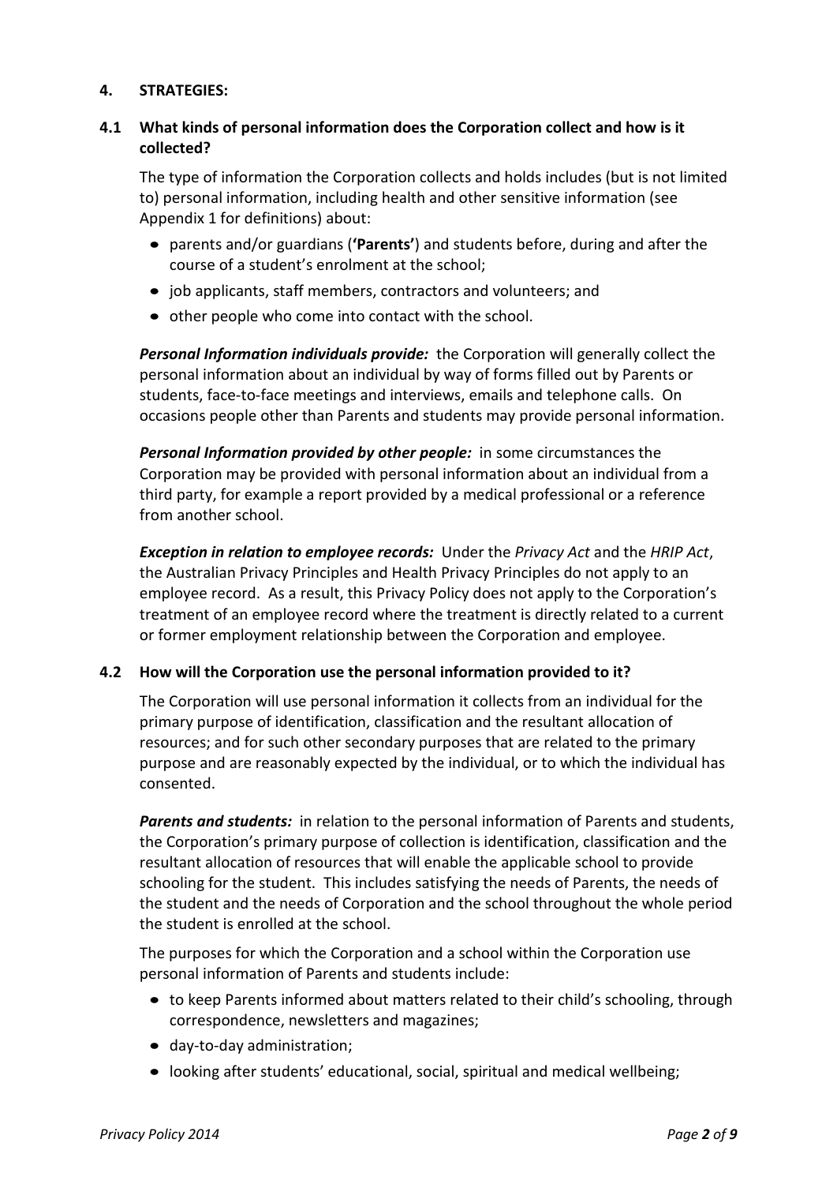## 4. STRATEGIES:

### 4.1 What kinds of personal information does the Corporation collect and how is it collected?

The type of information the Corporation collects and holds includes (but is not limited to) personal information, including health and other sensitive information (see Appendix 1 for definitions) about:

- parents and/or guardians (**'Parents'**) and students before, during and after the course of a student's enrolment at the school;
- job applicants, staff members, contractors and volunteers; and
- other people who come into contact with the school.

***Personal Information individuals provide:*** the Corporation will generally collect the personal information about an individual by way of forms filled out by Parents or students, face-to-face meetings and interviews, emails and telephone calls. On occasions people other than Parents and students may provide personal information.

***Personal Information provided by other people:*** in some circumstances the Corporation may be provided with personal information about an individual from a third party, for example a report provided by a medical professional or a reference from another school.

***Exception in relation to employee records:*** Under the *Privacy Act* and the *HRIP Act*, the Australian Privacy Principles and Health Privacy Principles do not apply to an employee record. As a result, this Privacy Policy does not apply to the Corporation's treatment of an employee record where the treatment is directly related to a current or former employment relationship between the Corporation and employee.

### 4.2 How will the Corporation use the personal information provided to it?

The Corporation will use personal information it collects from an individual for the primary purpose of identification, classification and the resultant allocation of resources; and for such other secondary purposes that are related to the primary purpose and are reasonably expected by the individual, or to which the individual has consented.

***Parents and students:*** in relation to the personal information of Parents and students, the Corporation's primary purpose of collection is identification, classification and the resultant allocation of resources that will enable the applicable school to provide schooling for the student. This includes satisfying the needs of Parents, the needs of the student and the needs of Corporation and the school throughout the whole period the student is enrolled at the school.

The purposes for which the Corporation and a school within the Corporation use personal information of Parents and students include:

- to keep Parents informed about matters related to their child's schooling, through correspondence, newsletters and magazines;
- day-to-day administration;
- looking after students' educational, social, spiritual and medical wellbeing;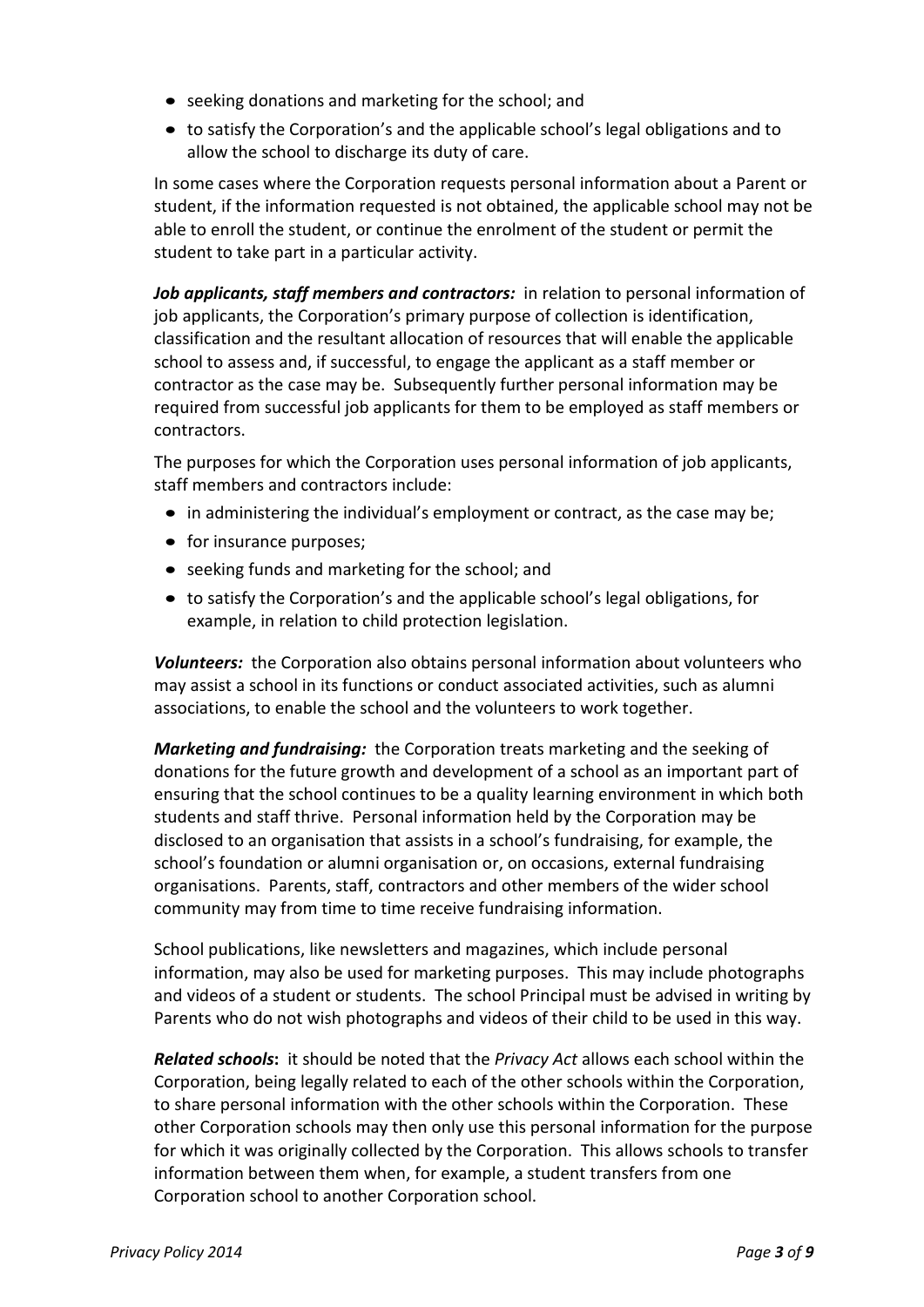- seeking donations and marketing for the school; and
- to satisfy the Corporation's and the applicable school's legal obligations and to allow the school to discharge its duty of care.

In some cases where the Corporation requests personal information about a Parent or student, if the information requested is not obtained, the applicable school may not be able to enroll the student, or continue the enrolment of the student or permit the student to take part in a particular activity.

***Job applicants, staff members and contractors:*** in relation to personal information of job applicants, the Corporation's primary purpose of collection is identification, classification and the resultant allocation of resources that will enable the applicable school to assess and, if successful, to engage the applicant as a staff member or contractor as the case may be. Subsequently further personal information may be required from successful job applicants for them to be employed as staff members or contractors.

The purposes for which the Corporation uses personal information of job applicants, staff members and contractors include:

- in administering the individual's employment or contract, as the case may be;
- for insurance purposes;
- seeking funds and marketing for the school; and
- to satisfy the Corporation's and the applicable school's legal obligations, for example, in relation to child protection legislation.

***Volunteers:*** the Corporation also obtains personal information about volunteers who may assist a school in its functions or conduct associated activities, such as alumni associations, to enable the school and the volunteers to work together.

***Marketing and fundraising:*** the Corporation treats marketing and the seeking of donations for the future growth and development of a school as an important part of ensuring that the school continues to be a quality learning environment in which both students and staff thrive. Personal information held by the Corporation may be disclosed to an organisation that assists in a school's fundraising, for example, the school's foundation or alumni organisation or, on occasions, external fundraising organisations. Parents, staff, contractors and other members of the wider school community may from time to time receive fundraising information.

School publications, like newsletters and magazines, which include personal information, may also be used for marketing purposes. This may include photographs and videos of a student or students. The school Principal must be advised in writing by Parents who do not wish photographs and videos of their child to be used in this way.

***Related schools*:** it should be noted that the *Privacy Act* allows each school within the Corporation, being legally related to each of the other schools within the Corporation, to share personal information with the other schools within the Corporation. These other Corporation schools may then only use this personal information for the purpose for which it was originally collected by the Corporation. This allows schools to transfer information between them when, for example, a student transfers from one Corporation school to another Corporation school.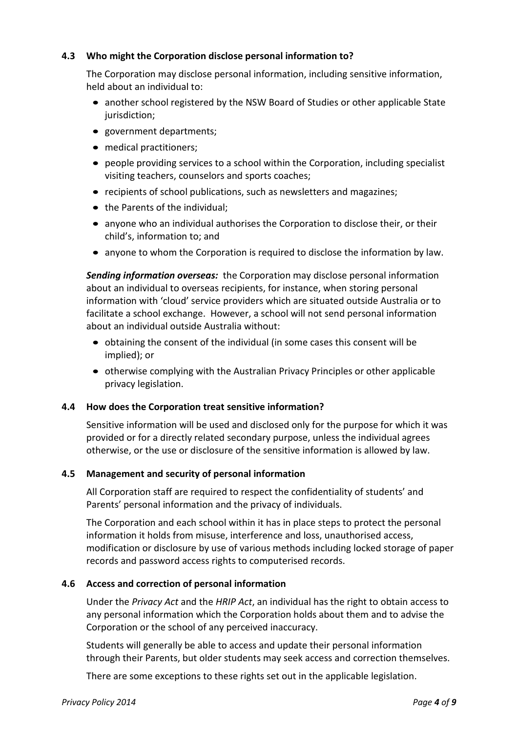### 4.3 Who might the Corporation disclose personal information to?

The Corporation may disclose personal information, including sensitive information, held about an individual to:

- another school registered by the NSW Board of Studies or other applicable State jurisdiction;
- government departments;
- medical practitioners;
- people providing services to a school within the Corporation, including specialist visiting teachers, counselors and sports coaches;
- recipients of school publications, such as newsletters and magazines;
- the Parents of the individual;
- anyone who an individual authorises the Corporation to disclose their, or their child's, information to; and
- anyone to whom the Corporation is required to disclose the information by law.

***Sending information overseas:*** the Corporation may disclose personal information about an individual to overseas recipients, for instance, when storing personal information with 'cloud' service providers which are situated outside Australia or to facilitate a school exchange. However, a school will not send personal information about an individual outside Australia without:

- obtaining the consent of the individual (in some cases this consent will be implied); or
- otherwise complying with the Australian Privacy Principles or other applicable privacy legislation.

### 4.4 How does the Corporation treat sensitive information?

Sensitive information will be used and disclosed only for the purpose for which it was provided or for a directly related secondary purpose, unless the individual agrees otherwise, or the use or disclosure of the sensitive information is allowed by law.

### 4.5 Management and security of personal information

All Corporation staff are required to respect the confidentiality of students' and Parents' personal information and the privacy of individuals.

The Corporation and each school within it has in place steps to protect the personal information it holds from misuse, interference and loss, unauthorised access, modification or disclosure by use of various methods including locked storage of paper records and password access rights to computerised records.

### 4.6 Access and correction of personal information

Under the *Privacy Act* and the *HRIP Act*, an individual has the right to obtain access to any personal information which the Corporation holds about them and to advise the Corporation or the school of any perceived inaccuracy.

Students will generally be able to access and update their personal information through their Parents, but older students may seek access and correction themselves.

There are some exceptions to these rights set out in the applicable legislation.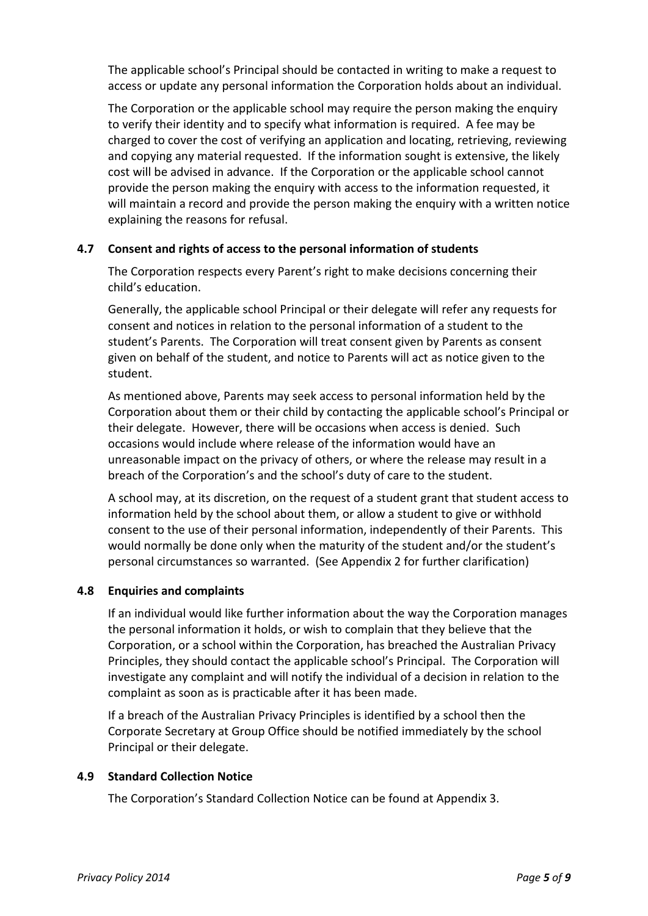The applicable school's Principal should be contacted in writing to make a request to access or update any personal information the Corporation holds about an individual.

The Corporation or the applicable school may require the person making the enquiry to verify their identity and to specify what information is required. A fee may be charged to cover the cost of verifying an application and locating, retrieving, reviewing and copying any material requested. If the information sought is extensive, the likely cost will be advised in advance. If the Corporation or the applicable school cannot provide the person making the enquiry with access to the information requested, it will maintain a record and provide the person making the enquiry with a written notice explaining the reasons for refusal.

### 4.7 Consent and rights of access to the personal information of students

The Corporation respects every Parent's right to make decisions concerning their child's education.

Generally, the applicable school Principal or their delegate will refer any requests for consent and notices in relation to the personal information of a student to the student's Parents. The Corporation will treat consent given by Parents as consent given on behalf of the student, and notice to Parents will act as notice given to the student.

As mentioned above, Parents may seek access to personal information held by the Corporation about them or their child by contacting the applicable school's Principal or their delegate. However, there will be occasions when access is denied. Such occasions would include where release of the information would have an unreasonable impact on the privacy of others, or where the release may result in a breach of the Corporation's and the school's duty of care to the student.

A school may, at its discretion, on the request of a student grant that student access to information held by the school about them, or allow a student to give or withhold consent to the use of their personal information, independently of their Parents. This would normally be done only when the maturity of the student and/or the student's personal circumstances so warranted. (See Appendix 2 for further clarification)

### 4.8 Enquiries and complaints

If an individual would like further information about the way the Corporation manages the personal information it holds, or wish to complain that they believe that the Corporation, or a school within the Corporation, has breached the Australian Privacy Principles, they should contact the applicable school's Principal. The Corporation will investigate any complaint and will notify the individual of a decision in relation to the complaint as soon as is practicable after it has been made.

If a breach of the Australian Privacy Principles is identified by a school then the Corporate Secretary at Group Office should be notified immediately by the school Principal or their delegate.

### 4.9 Standard Collection Notice

The Corporation's Standard Collection Notice can be found at Appendix 3.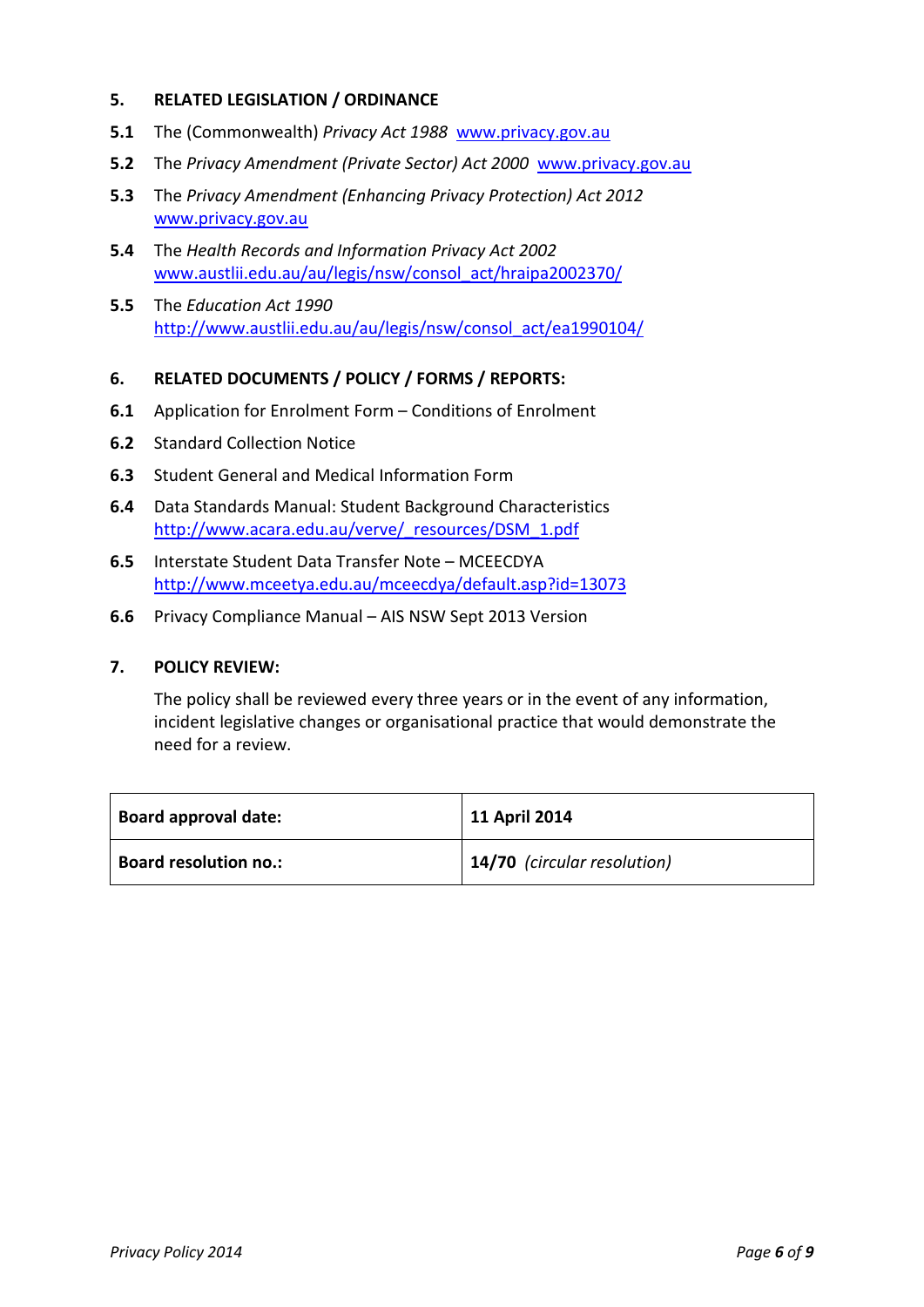## 5. RELATED LEGISLATION / ORDINANCE

**5.1** The (Commonwealth) *Privacy Act 1988* www.privacy.gov.au

**5.2** The *Privacy Amendment (Private Sector) Act 2000* www.privacy.gov.au

**5.3** The *Privacy Amendment (Enhancing Privacy Protection) Act 2012* www.privacy.gov.au

**5.4** The *Health Records and Information Privacy Act 2002* www.austlii.edu.au/au/legis/nsw/consol_act/hraipa2002370/

**5.5** The *Education Act 1990* http://www.austlii.edu.au/au/legis/nsw/consol_act/ea1990104/

## 6. RELATED DOCUMENTS / POLICY / FORMS / REPORTS:

**6.1** Application for Enrolment Form – Conditions of Enrolment

**6.2** Standard Collection Notice

**6.3** Student General and Medical Information Form

**6.4** Data Standards Manual: Student Background Characteristics http://www.acara.edu.au/verve/_resources/DSM_1.pdf

**6.5** Interstate Student Data Transfer Note – MCEECDYA http://www.mceetya.edu.au/mceecdya/default.asp?id=13073

**6.6** Privacy Compliance Manual – AIS NSW Sept 2013 Version

## 7. POLICY REVIEW:

The policy shall be reviewed every three years or in the event of any information, incident legislative changes or organisational practice that would demonstrate the need for a review.

| **Board approval date:** | **11 April 2014** |
|---|---|
| **Board resolution no.:** | **14/70** *(circular resolution)* |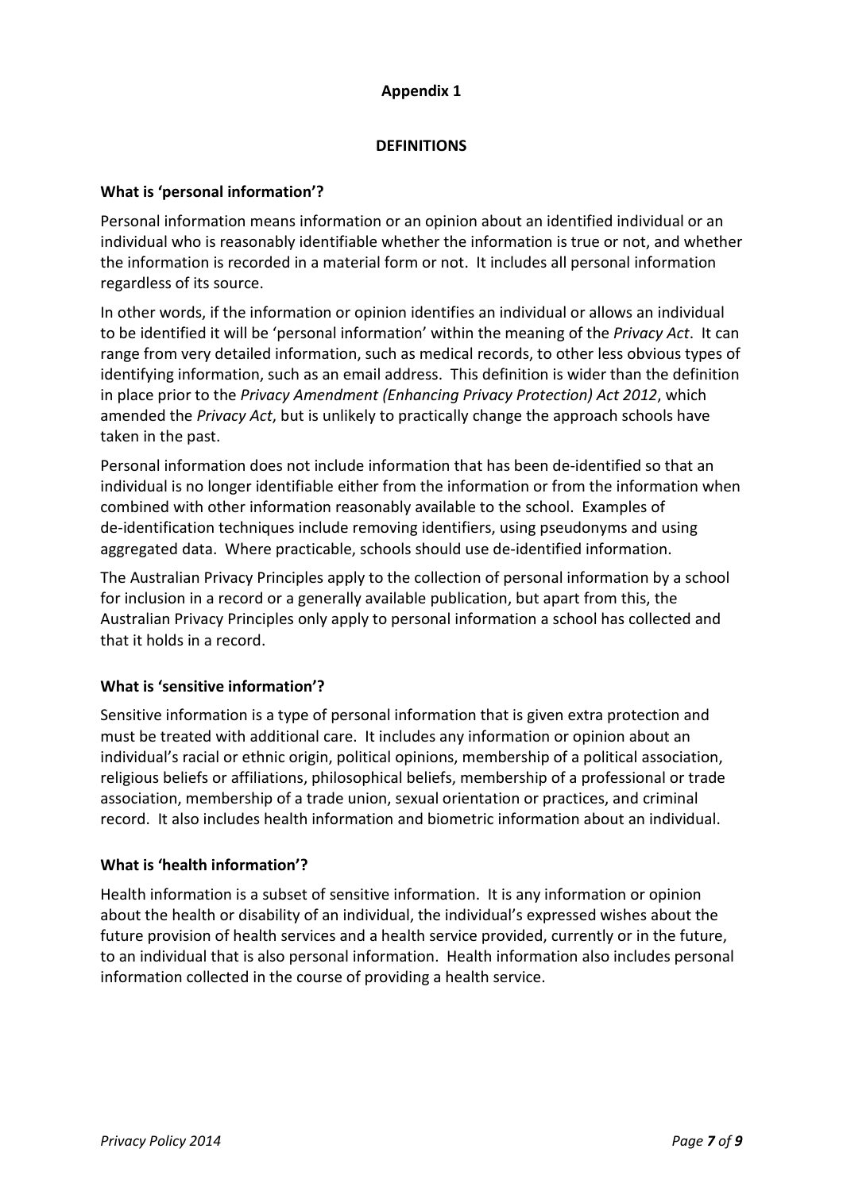# Appendix 1

## DEFINITIONS

### What is 'personal information'?

Personal information means information or an opinion about an identified individual or an individual who is reasonably identifiable whether the information is true or not, and whether the information is recorded in a material form or not. It includes all personal information regardless of its source.

In other words, if the information or opinion identifies an individual or allows an individual to be identified it will be 'personal information' within the meaning of the *Privacy Act*. It can range from very detailed information, such as medical records, to other less obvious types of identifying information, such as an email address. This definition is wider than the definition in place prior to the *Privacy Amendment (Enhancing Privacy Protection) Act 2012*, which amended the *Privacy Act*, but is unlikely to practically change the approach schools have taken in the past.

Personal information does not include information that has been de-identified so that an individual is no longer identifiable either from the information or from the information when combined with other information reasonably available to the school. Examples of de-identification techniques include removing identifiers, using pseudonyms and using aggregated data. Where practicable, schools should use de-identified information.

The Australian Privacy Principles apply to the collection of personal information by a school for inclusion in a record or a generally available publication, but apart from this, the Australian Privacy Principles only apply to personal information a school has collected and that it holds in a record.

### What is 'sensitive information'?

Sensitive information is a type of personal information that is given extra protection and must be treated with additional care. It includes any information or opinion about an individual's racial or ethnic origin, political opinions, membership of a political association, religious beliefs or affiliations, philosophical beliefs, membership of a professional or trade association, membership of a trade union, sexual orientation or practices, and criminal record. It also includes health information and biometric information about an individual.

### What is 'health information'?

Health information is a subset of sensitive information. It is any information or opinion about the health or disability of an individual, the individual's expressed wishes about the future provision of health services and a health service provided, currently or in the future, to an individual that is also personal information. Health information also includes personal information collected in the course of providing a health service.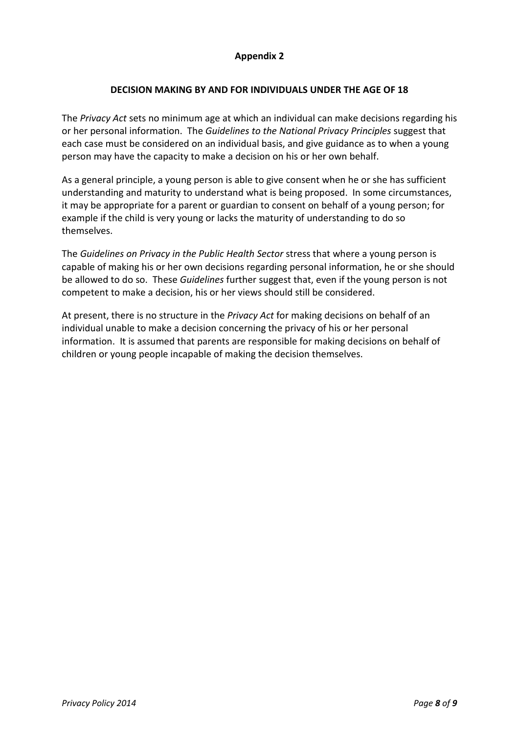## Appendix 2

### DECISION MAKING BY AND FOR INDIVIDUALS UNDER THE AGE OF 18

The *Privacy Act* sets no minimum age at which an individual can make decisions regarding his or her personal information. The *Guidelines to the National Privacy Principles* suggest that each case must be considered on an individual basis, and give guidance as to when a young person may have the capacity to make a decision on his or her own behalf.

As a general principle, a young person is able to give consent when he or she has sufficient understanding and maturity to understand what is being proposed. In some circumstances, it may be appropriate for a parent or guardian to consent on behalf of a young person; for example if the child is very young or lacks the maturity of understanding to do so themselves.

The *Guidelines on Privacy in the Public Health Sector* stress that where a young person is capable of making his or her own decisions regarding personal information, he or she should be allowed to do so. These *Guidelines* further suggest that, even if the young person is not competent to make a decision, his or her views should still be considered.

At present, there is no structure in the *Privacy Act* for making decisions on behalf of an individual unable to make a decision concerning the privacy of his or her personal information. It is assumed that parents are responsible for making decisions on behalf of children or young people incapable of making the decision themselves.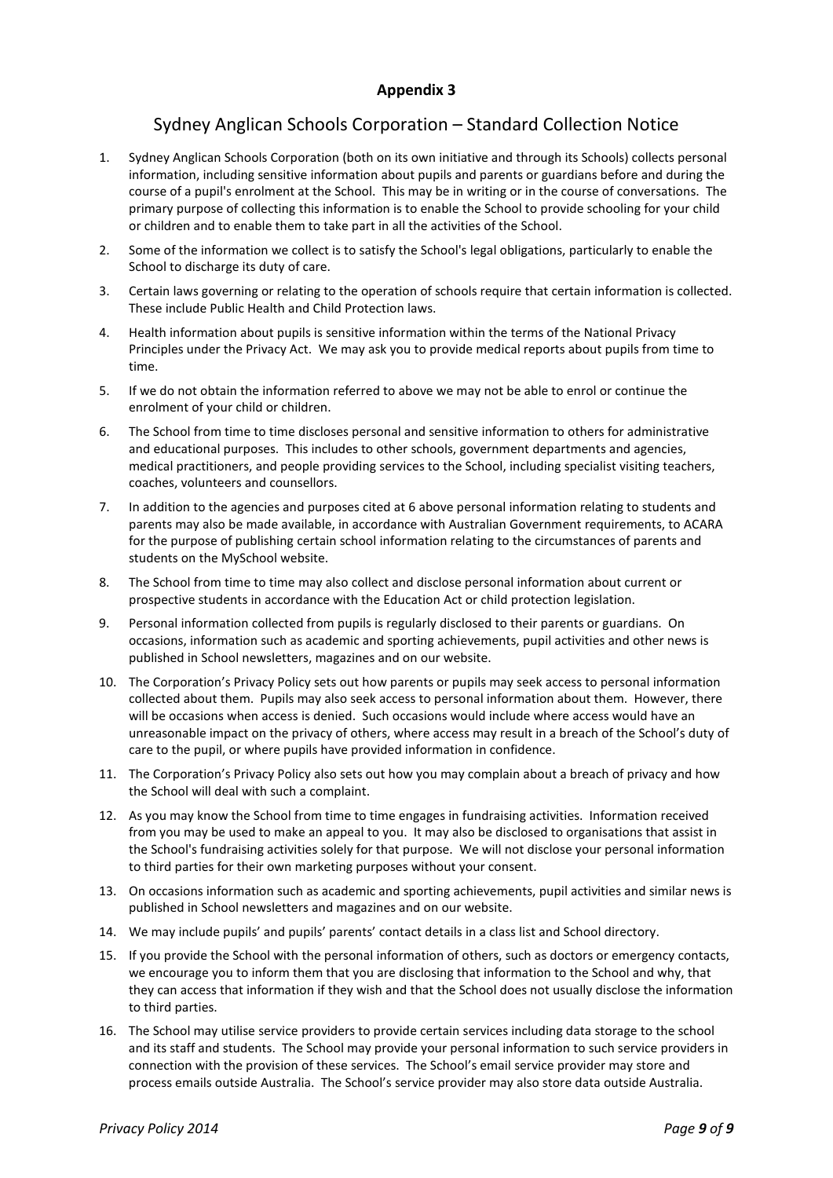## Appendix 3

# Sydney Anglican Schools Corporation – Standard Collection Notice

1. Sydney Anglican Schools Corporation (both on its own initiative and through its Schools) collects personal information, including sensitive information about pupils and parents or guardians before and during the course of a pupil's enrolment at the School. This may be in writing or in the course of conversations. The primary purpose of collecting this information is to enable the School to provide schooling for your child or children and to enable them to take part in all the activities of the School.
2. Some of the information we collect is to satisfy the School's legal obligations, particularly to enable the School to discharge its duty of care.
3. Certain laws governing or relating to the operation of schools require that certain information is collected. These include Public Health and Child Protection laws.
4. Health information about pupils is sensitive information within the terms of the National Privacy Principles under the Privacy Act. We may ask you to provide medical reports about pupils from time to time.
5. If we do not obtain the information referred to above we may not be able to enrol or continue the enrolment of your child or children.
6. The School from time to time discloses personal and sensitive information to others for administrative and educational purposes. This includes to other schools, government departments and agencies, medical practitioners, and people providing services to the School, including specialist visiting teachers, coaches, volunteers and counsellors.
7. In addition to the agencies and purposes cited at 6 above personal information relating to students and parents may also be made available, in accordance with Australian Government requirements, to ACARA for the purpose of publishing certain school information relating to the circumstances of parents and students on the MySchool website.
8. The School from time to time may also collect and disclose personal information about current or prospective students in accordance with the Education Act or child protection legislation.
9. Personal information collected from pupils is regularly disclosed to their parents or guardians. On occasions, information such as academic and sporting achievements, pupil activities and other news is published in School newsletters, magazines and on our website.
10. The Corporation's Privacy Policy sets out how parents or pupils may seek access to personal information collected about them. Pupils may also seek access to personal information about them. However, there will be occasions when access is denied. Such occasions would include where access would have an unreasonable impact on the privacy of others, where access may result in a breach of the School's duty of care to the pupil, or where pupils have provided information in confidence.
11. The Corporation's Privacy Policy also sets out how you may complain about a breach of privacy and how the School will deal with such a complaint.
12. As you may know the School from time to time engages in fundraising activities. Information received from you may be used to make an appeal to you. It may also be disclosed to organisations that assist in the School's fundraising activities solely for that purpose. We will not disclose your personal information to third parties for their own marketing purposes without your consent.
13. On occasions information such as academic and sporting achievements, pupil activities and similar news is published in School newsletters and magazines and on our website.
14. We may include pupils' and pupils' parents' contact details in a class list and School directory.
15. If you provide the School with the personal information of others, such as doctors or emergency contacts, we encourage you to inform them that you are disclosing that information to the School and why, that they can access that information if they wish and that the School does not usually disclose the information to third parties.
16. The School may utilise service providers to provide certain services including data storage to the school and its staff and students. The School may provide your personal information to such service providers in connection with the provision of these services. The School's email service provider may store and process emails outside Australia. The School's service provider may also store data outside Australia.